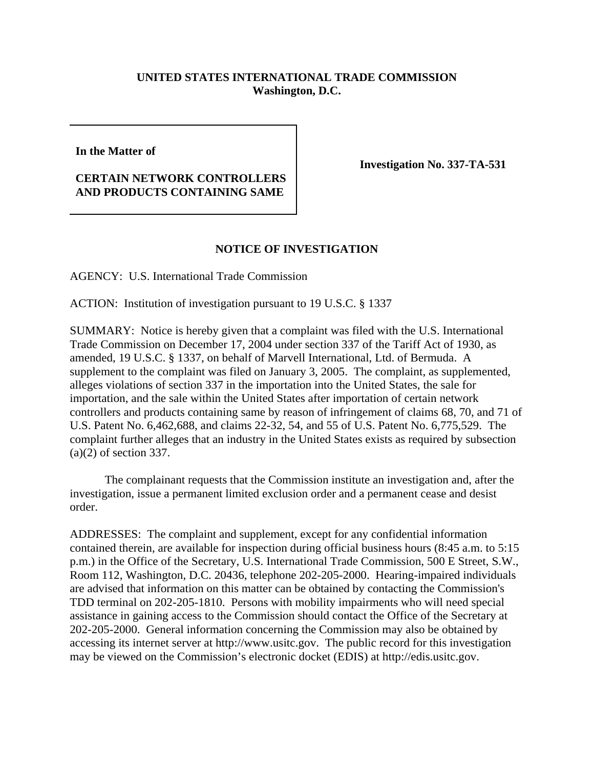**UNITED STATES INTERNATIONAL TRADE COMMISSION**
**Washington, D.C.**

**In the Matter of**

**CERTAIN NETWORK CONTROLLERS AND PRODUCTS CONTAINING SAME**

**Investigation No. 337-TA-531**

## NOTICE OF INVESTIGATION

AGENCY: U.S. International Trade Commission

ACTION: Institution of investigation pursuant to 19 U.S.C. § 1337

SUMMARY: Notice is hereby given that a complaint was filed with the U.S. International Trade Commission on December 17, 2004 under section 337 of the Tariff Act of 1930, as amended, 19 U.S.C. § 1337, on behalf of Marvell International, Ltd. of Bermuda. A supplement to the complaint was filed on January 3, 2005. The complaint, as supplemented, alleges violations of section 337 in the importation into the United States, the sale for importation, and the sale within the United States after importation of certain network controllers and products containing same by reason of infringement of claims 68, 70, and 71 of U.S. Patent No. 6,462,688, and claims 22-32, 54, and 55 of U.S. Patent No. 6,775,529. The complaint further alleges that an industry in the United States exists as required by subsection (a)(2) of section 337.

The complainant requests that the Commission institute an investigation and, after the investigation, issue a permanent limited exclusion order and a permanent cease and desist order.

ADDRESSES: The complaint and supplement, except for any confidential information contained therein, are available for inspection during official business hours (8:45 a.m. to 5:15 p.m.) in the Office of the Secretary, U.S. International Trade Commission, 500 E Street, S.W., Room 112, Washington, D.C. 20436, telephone 202-205-2000. Hearing-impaired individuals are advised that information on this matter can be obtained by contacting the Commission's TDD terminal on 202-205-1810. Persons with mobility impairments who will need special assistance in gaining access to the Commission should contact the Office of the Secretary at 202-205-2000. General information concerning the Commission may also be obtained by accessing its internet server at http://www.usitc.gov. The public record for this investigation may be viewed on the Commission's electronic docket (EDIS) at http://edis.usitc.gov.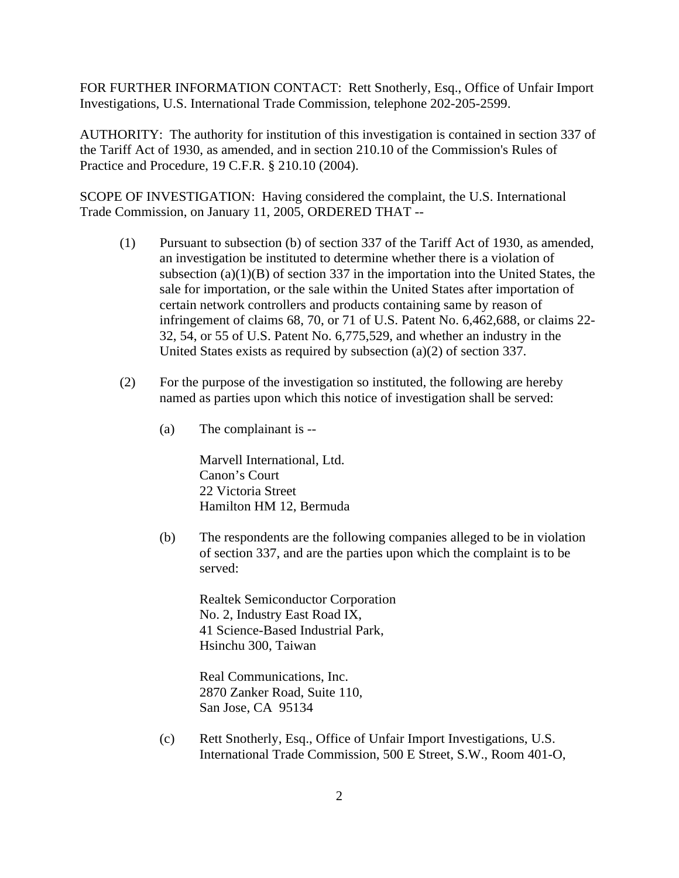FOR FURTHER INFORMATION CONTACT: Rett Snotherly, Esq., Office of Unfair Import Investigations, U.S. International Trade Commission, telephone 202-205-2599.

AUTHORITY: The authority for institution of this investigation is contained in section 337 of the Tariff Act of 1930, as amended, and in section 210.10 of the Commission's Rules of Practice and Procedure, 19 C.F.R. § 210.10 (2004).

SCOPE OF INVESTIGATION: Having considered the complaint, the U.S. International Trade Commission, on January 11, 2005, ORDERED THAT --

(1) Pursuant to subsection (b) of section 337 of the Tariff Act of 1930, as amended, an investigation be instituted to determine whether there is a violation of subsection (a)(1)(B) of section 337 in the importation into the United States, the sale for importation, or the sale within the United States after importation of certain network controllers and products containing same by reason of infringement of claims 68, 70, or 71 of U.S. Patent No. 6,462,688, or claims 22-32, 54, or 55 of U.S. Patent No. 6,775,529, and whether an industry in the United States exists as required by subsection (a)(2) of section 337.

(2) For the purpose of the investigation so instituted, the following are hereby named as parties upon which this notice of investigation shall be served:

(a) The complainant is --

Marvell International, Ltd.
Canon's Court
22 Victoria Street
Hamilton HM 12, Bermuda

(b) The respondents are the following companies alleged to be in violation of section 337, and are the parties upon which the complaint is to be served:

Realtek Semiconductor Corporation
No. 2, Industry East Road IX,
41 Science-Based Industrial Park,
Hsinchu 300, Taiwan

Real Communications, Inc.
2870 Zanker Road, Suite 110,
San Jose, CA 95134

(c) Rett Snotherly, Esq., Office of Unfair Import Investigations, U.S. International Trade Commission, 500 E Street, S.W., Room 401-O,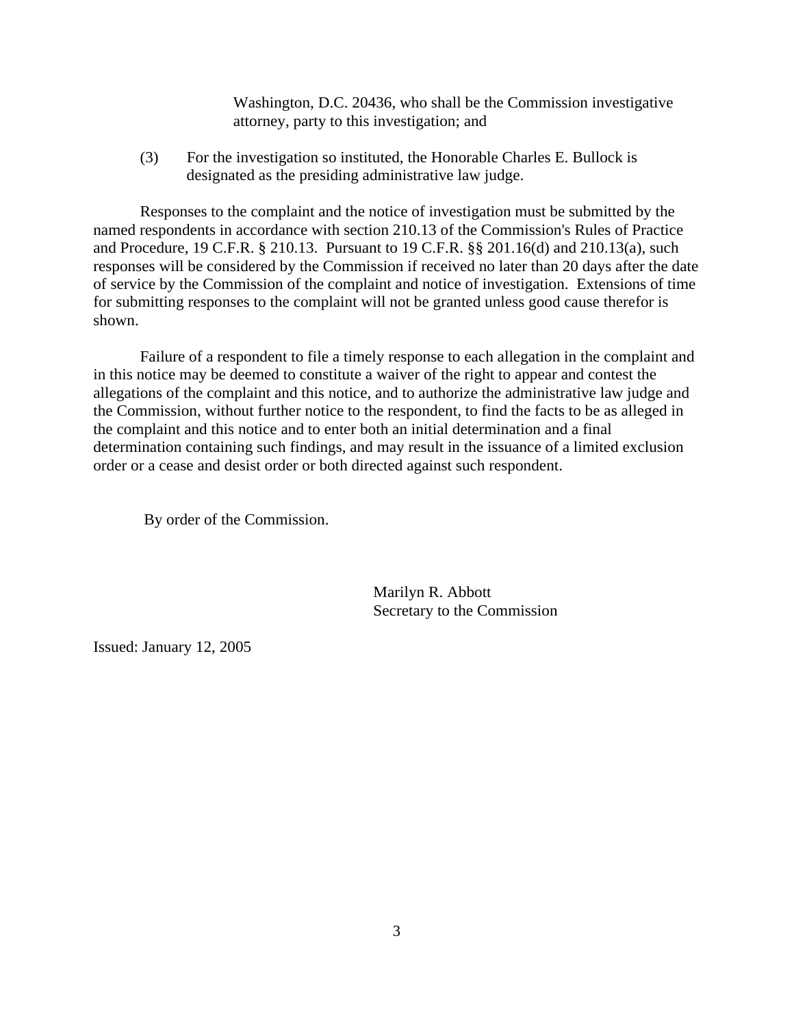Washington, D.C. 20436, who shall be the Commission investigative attorney, party to this investigation; and

(3) For the investigation so instituted, the Honorable Charles E. Bullock is designated as the presiding administrative law judge.

Responses to the complaint and the notice of investigation must be submitted by the named respondents in accordance with section 210.13 of the Commission's Rules of Practice and Procedure, 19 C.F.R. § 210.13. Pursuant to 19 C.F.R. §§ 201.16(d) and 210.13(a), such responses will be considered by the Commission if received no later than 20 days after the date of service by the Commission of the complaint and notice of investigation. Extensions of time for submitting responses to the complaint will not be granted unless good cause therefor is shown.

Failure of a respondent to file a timely response to each allegation in the complaint and in this notice may be deemed to constitute a waiver of the right to appear and contest the allegations of the complaint and this notice, and to authorize the administrative law judge and the Commission, without further notice to the respondent, to find the facts to be as alleged in the complaint and this notice and to enter both an initial determination and a final determination containing such findings, and may result in the issuance of a limited exclusion order or a cease and desist order or both directed against such respondent.

By order of the Commission.

Marilyn R. Abbott
Secretary to the Commission

Issued: January 12, 2005